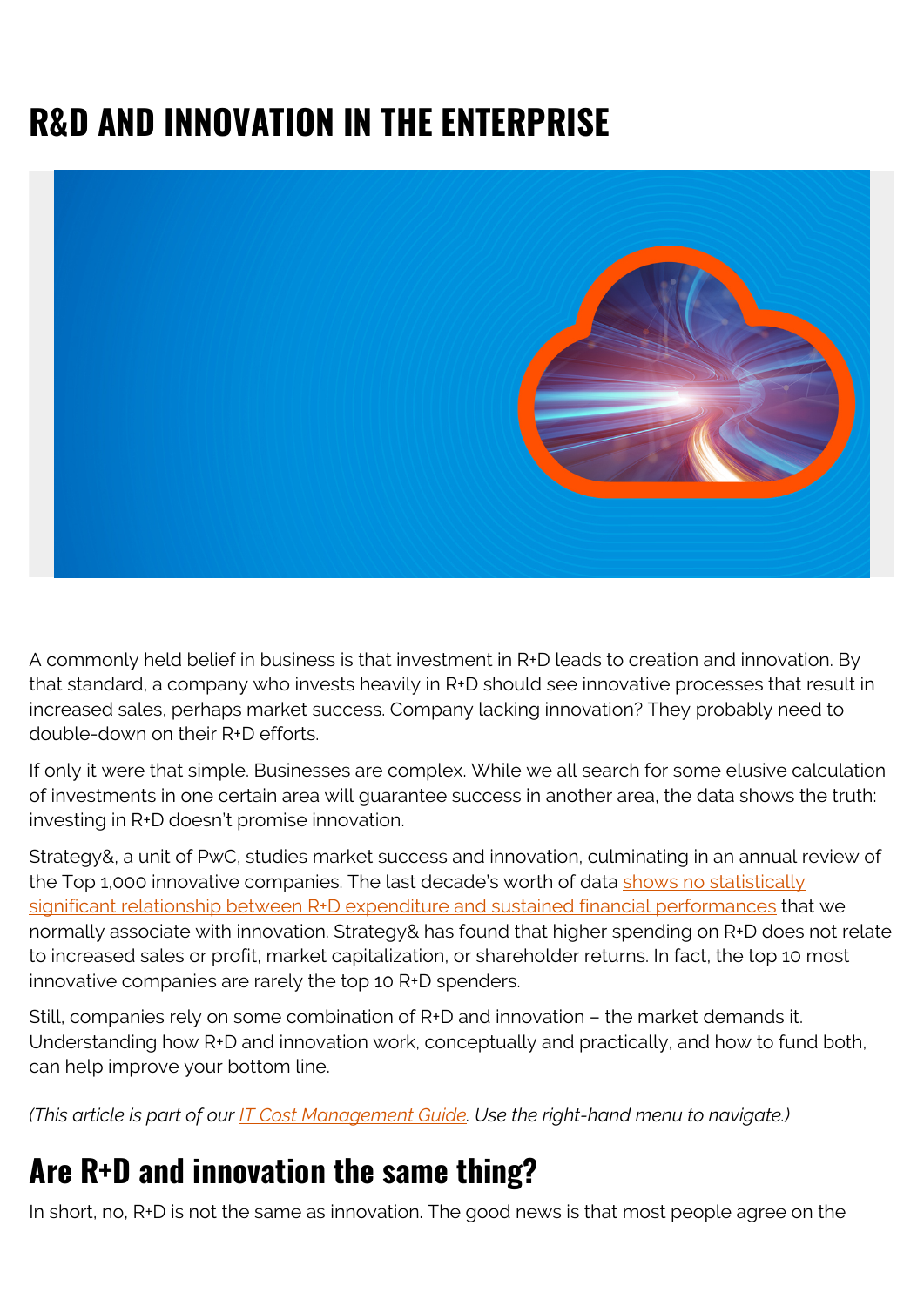# R&D AND INNOVATION IN THE ENTERPRISE

A commonly held belief in business is that investment in R+D leads to creation and innovation. By that standard, a company who invests heavily in R+D should see innovative processes that result in increased sales, perhaps market success. Company lacking innovation? They probably need to double-down on their R+D efforts.

If only it were that simple. Businesses are complex. While we all search for some elusive calculation of investments in one certain area will guarantee success in another area, the data shows the truth: investing in R+D doesn't promise innovation.

Strategy&, a unit of PwC, studies market success and innovation, culminating in an annual review of the Top 1,000 innovative companies. The last decade's worth of data shows no statistically significant relationship between R+D expenditure and sustained financial performances that we normally associate with innovation. Strategy& has found that higher spending on R+D does not relate to increased sales or profit, market capitalization, or shareholder returns. In fact, the top 10 most innovative companies are rarely the top 10 R+D spenders.

Still, companies rely on some combination of R+D and innovation – the market demands it. Understanding how R+D and innovation work, conceptually and practically, and how to fund both, can help improve your bottom line.

*(This article is part of our IT Cost Management Guide. Use the right-hand menu to navigate.)*

## Are R+D and innovation the same thing?

In short, no, R+D is not the same as innovation. The good news is that most people agree on the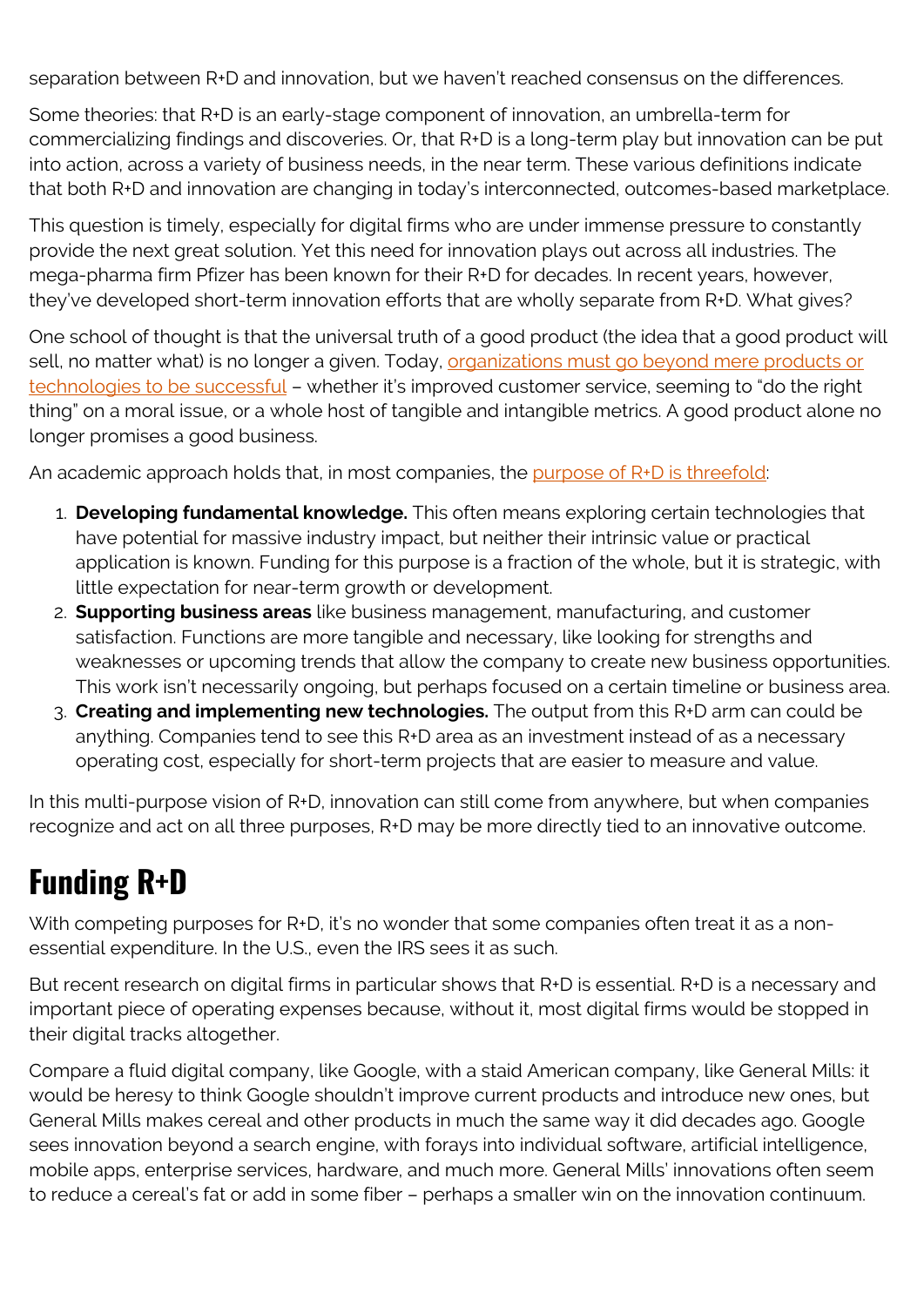separation between R+D and innovation, but we haven't reached consensus on the differences.

Some theories: that R+D is an early-stage component of innovation, an umbrella-term for commercializing findings and discoveries. Or, that R+D is a long-term play but innovation can be put into action, across a variety of business needs, in the near term. These various definitions indicate that both R+D and innovation are changing in today's interconnected, outcomes-based marketplace.

This question is timely, especially for digital firms who are under immense pressure to constantly provide the next great solution. Yet this need for innovation plays out across all industries. The mega-pharma firm Pfizer has been known for their R+D for decades. In recent years, however, they've developed short-term innovation efforts that are wholly separate from R+D. What gives?

One school of thought is that the universal truth of a good product (the idea that a good product will sell, no matter what) is no longer a given. Today, [organizations must go beyond mere products or technologies to be successful]() – whether it's improved customer service, seeming to "do the right thing" on a moral issue, or a whole host of tangible and intangible metrics. A good product alone no longer promises a good business.

An academic approach holds that, in most companies, the [purpose of R+D is threefold]():

1. **Developing fundamental knowledge.** This often means exploring certain technologies that have potential for massive industry impact, but neither their intrinsic value or practical application is known. Funding for this purpose is a fraction of the whole, but it is strategic, with little expectation for near-term growth or development.
2. **Supporting business areas** like business management, manufacturing, and customer satisfaction. Functions are more tangible and necessary, like looking for strengths and weaknesses or upcoming trends that allow the company to create new business opportunities. This work isn't necessarily ongoing, but perhaps focused on a certain timeline or business area.
3. **Creating and implementing new technologies.** The output from this R+D arm can could be anything. Companies tend to see this R+D area as an investment instead of as a necessary operating cost, especially for short-term projects that are easier to measure and value.

In this multi-purpose vision of R+D, innovation can still come from anywhere, but when companies recognize and act on all three purposes, R+D may be more directly tied to an innovative outcome.

## Funding R+D

With competing purposes for R+D, it's no wonder that some companies often treat it as a non-essential expenditure. In the U.S., even the IRS sees it as such.

But recent research on digital firms in particular shows that R+D is essential. R+D is a necessary and important piece of operating expenses because, without it, most digital firms would be stopped in their digital tracks altogether.

Compare a fluid digital company, like Google, with a staid American company, like General Mills: it would be heresy to think Google shouldn't improve current products and introduce new ones, but General Mills makes cereal and other products in much the same way it did decades ago. Google sees innovation beyond a search engine, with forays into individual software, artificial intelligence, mobile apps, enterprise services, hardware, and much more. General Mills' innovations often seem to reduce a cereal's fat or add in some fiber – perhaps a smaller win on the innovation continuum.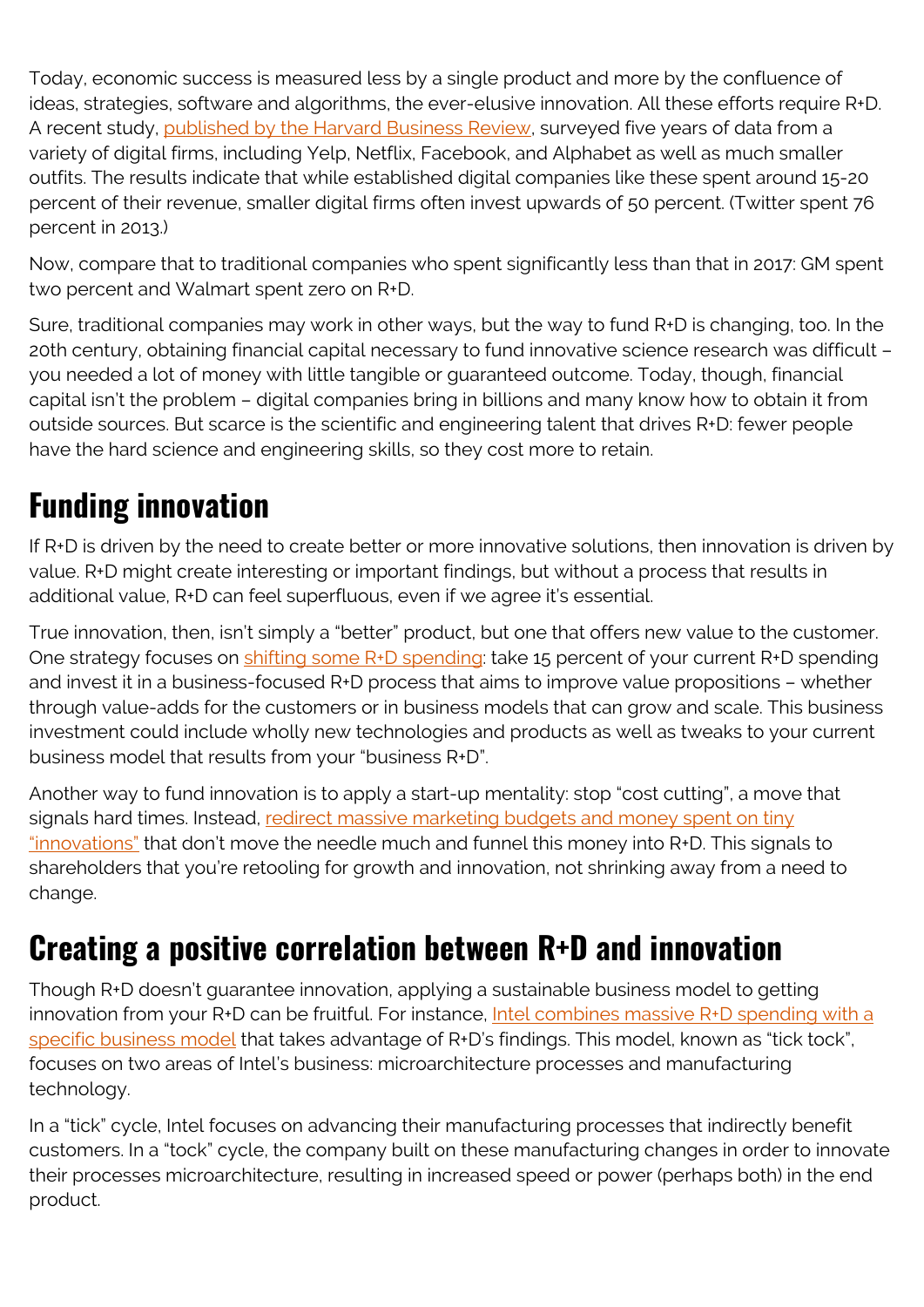Today, economic success is measured less by a single product and more by the confluence of ideas, strategies, software and algorithms, the ever-elusive innovation. All these efforts require R+D. A recent study, published by the Harvard Business Review, surveyed five years of data from a variety of digital firms, including Yelp, Netflix, Facebook, and Alphabet as well as much smaller outfits. The results indicate that while established digital companies like these spent around 15-20 percent of their revenue, smaller digital firms often invest upwards of 50 percent. (Twitter spent 76 percent in 2013.)

Now, compare that to traditional companies who spent significantly less than that in 2017: GM spent two percent and Walmart spent zero on R+D.

Sure, traditional companies may work in other ways, but the way to fund R+D is changing, too. In the 20th century, obtaining financial capital necessary to fund innovative science research was difficult – you needed a lot of money with little tangible or guaranteed outcome. Today, though, financial capital isn't the problem – digital companies bring in billions and many know how to obtain it from outside sources. But scarce is the scientific and engineering talent that drives R+D: fewer people have the hard science and engineering skills, so they cost more to retain.

## Funding innovation

If R+D is driven by the need to create better or more innovative solutions, then innovation is driven by value. R+D might create interesting or important findings, but without a process that results in additional value, R+D can feel superfluous, even if we agree it's essential.

True innovation, then, isn't simply a "better" product, but one that offers new value to the customer. One strategy focuses on shifting some R+D spending: take 15 percent of your current R+D spending and invest it in a business-focused R+D process that aims to improve value propositions – whether through value-adds for the customers or in business models that can grow and scale. This business investment could include wholly new technologies and products as well as tweaks to your current business model that results from your "business R+D".

Another way to fund innovation is to apply a start-up mentality: stop "cost cutting", a move that signals hard times. Instead, redirect massive marketing budgets and money spent on tiny "innovations" that don't move the needle much and funnel this money into R+D. This signals to shareholders that you're retooling for growth and innovation, not shrinking away from a need to change.

## Creating a positive correlation between R+D and innovation

Though R+D doesn't guarantee innovation, applying a sustainable business model to getting innovation from your R+D can be fruitful. For instance, Intel combines massive R+D spending with a specific business model that takes advantage of R+D's findings. This model, known as "tick tock", focuses on two areas of Intel's business: microarchitecture processes and manufacturing technology.

In a "tick" cycle, Intel focuses on advancing their manufacturing processes that indirectly benefit customers. In a "tock" cycle, the company built on these manufacturing changes in order to innovate their processes microarchitecture, resulting in increased speed or power (perhaps both) in the end product.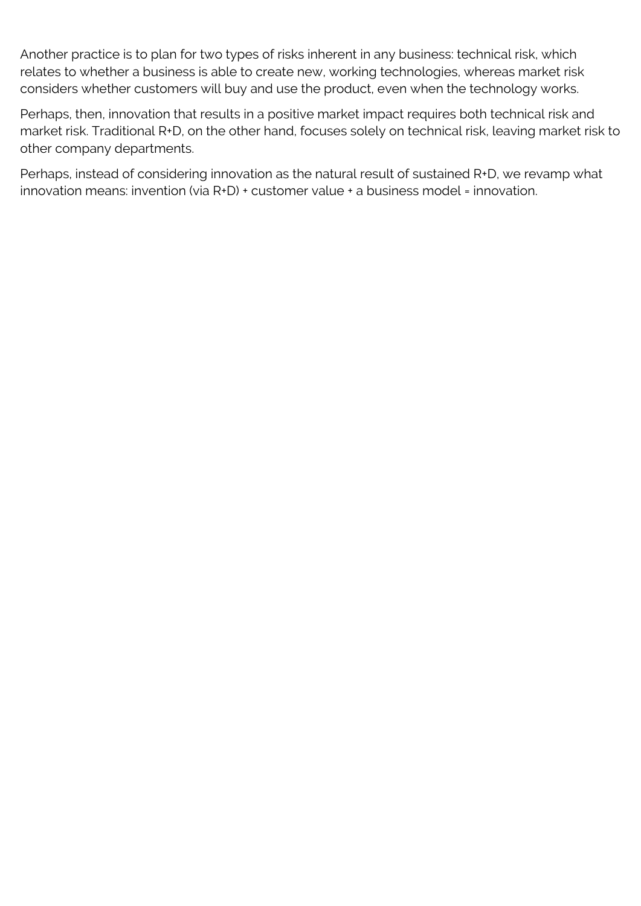Another practice is to plan for two types of risks inherent in any business: technical risk, which relates to whether a business is able to create new, working technologies, whereas market risk considers whether customers will buy and use the product, even when the technology works.

Perhaps, then, innovation that results in a positive market impact requires both technical risk and market risk. Traditional R+D, on the other hand, focuses solely on technical risk, leaving market risk to other company departments.

Perhaps, instead of considering innovation as the natural result of sustained R+D, we revamp what innovation means: invention (via R+D) + customer value + a business model = innovation.